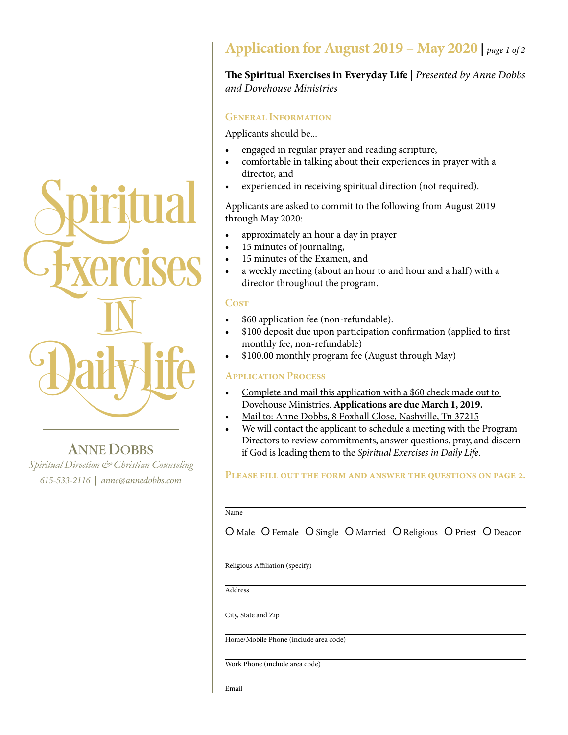# Spiritual Exercises IN Daily Life

**ANNE DOBBS**

*Spiritual Direction & Christian Counseling*

*615-533-2116 | anne@annedobbs.com*

## Application for August 2019 – May 2020 | *page 1 of 2*

**The Spiritual Exercises in Everyday Life |** *Presented by Anne Dobbs and Dovehouse Ministries*

### General Information

Applicants should be...

- engaged in regular prayer and reading scripture,
- comfortable in talking about their experiences in prayer with a director, and
- experienced in receiving spiritual direction (not required).

Applicants are asked to commit to the following from August 2019 through May 2020:

- approximately an hour a day in prayer
- 15 minutes of journaling,
- 15 minutes of the Examen, and
- a weekly meeting (about an hour to and hour and a half) with a director throughout the program.

### Cost

- $60 application fee (non-refundable).
- $100 deposit due upon participation confirmation (applied to first monthly fee, non-refundable)
- $100.00 monthly program fee (August through May)

### Application Process

- Complete and mail this application with a $60 check made out to Dovehouse Ministries. **Applications are due March 1, 2019.**
- Mail to: Anne Dobbs, 8 Foxhall Close, Nashville, Tn 37215
- We will contact the applicant to schedule a meeting with the Program Directors to review commitments, answer questions, pray, and discern if God is leading them to the *Spiritual Exercises in Daily Life*.

### Please fill out the form and answer the questions on page 2.

Name

O Male O Female O Single O Married O Religious O Priest O Deacon

Religious Affiliation (specify)

Address

City, State and Zip

Home/Mobile Phone (include area code)

Work Phone (include area code)

Email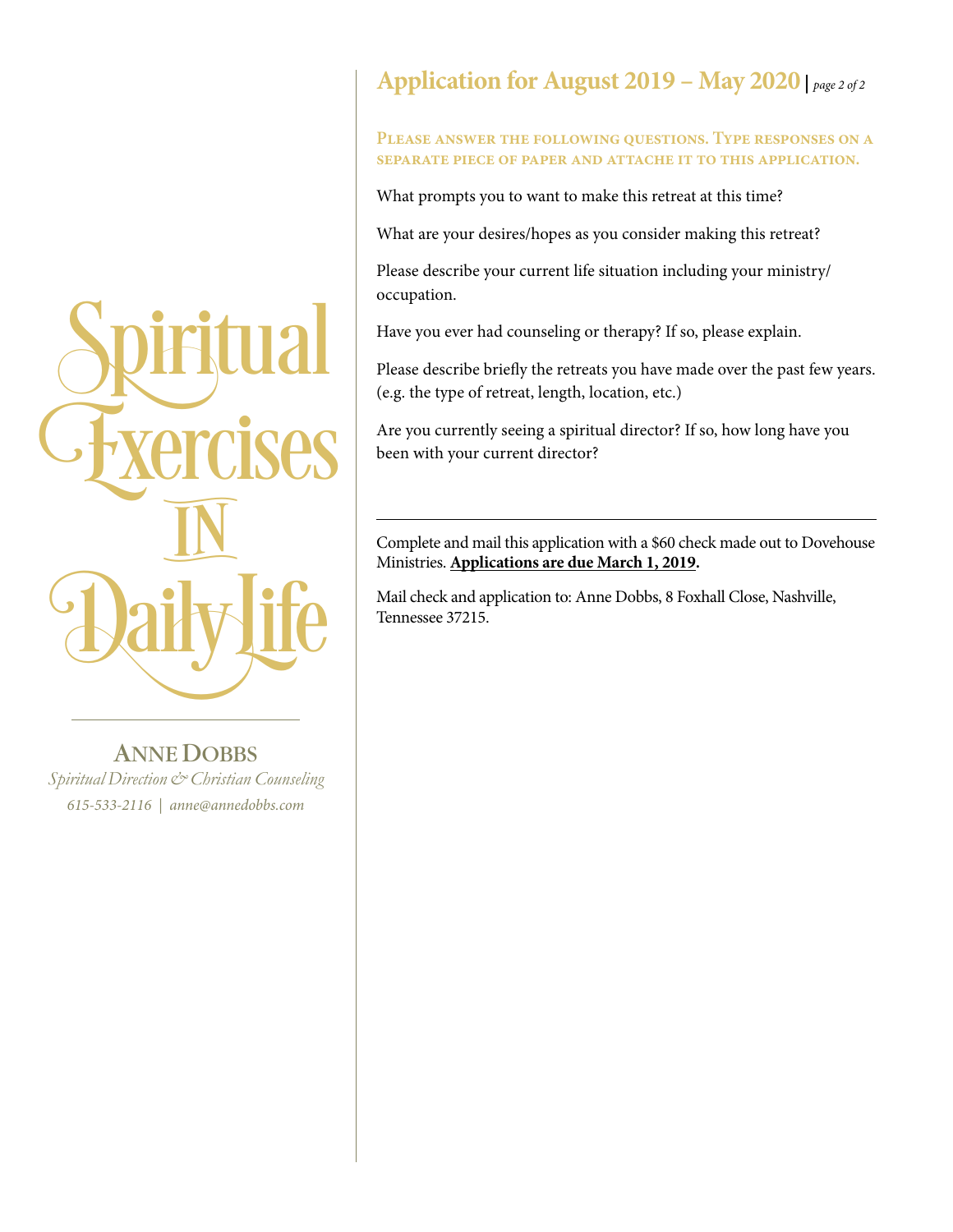# Spiritual Exercises IN Daily Life

**ANNE DOBBS**

*Spiritual Direction & Christian Counseling*

*615-533-2116 | anne@annedobbs.com*

## Application for August 2019 – May 2020

**PLEASE ANSWER THE FOLLOWING QUESTIONS. TYPE RESPONSES ON A SEPARATE PIECE OF PAPER AND ATTACHE IT TO THIS APPLICATION.**

What prompts you to want to make this retreat at this time?

What are your desires/hopes as you consider making this retreat?

Please describe your current life situation including your ministry/occupation.

Have you ever had counseling or therapy? If so, please explain.

Please describe briefly the retreats you have made over the past few years. (e.g. the type of retreat, length, location, etc.)

Are you currently seeing a spiritual director? If so, how long have you been with your current director?

---

Complete and mail this application with a $60 check made out to Dovehouse Ministries. **Applications are due March 1, 2019.**

Mail check and application to: Anne Dobbs, 8 Foxhall Close, Nashville, Tennessee 37215.